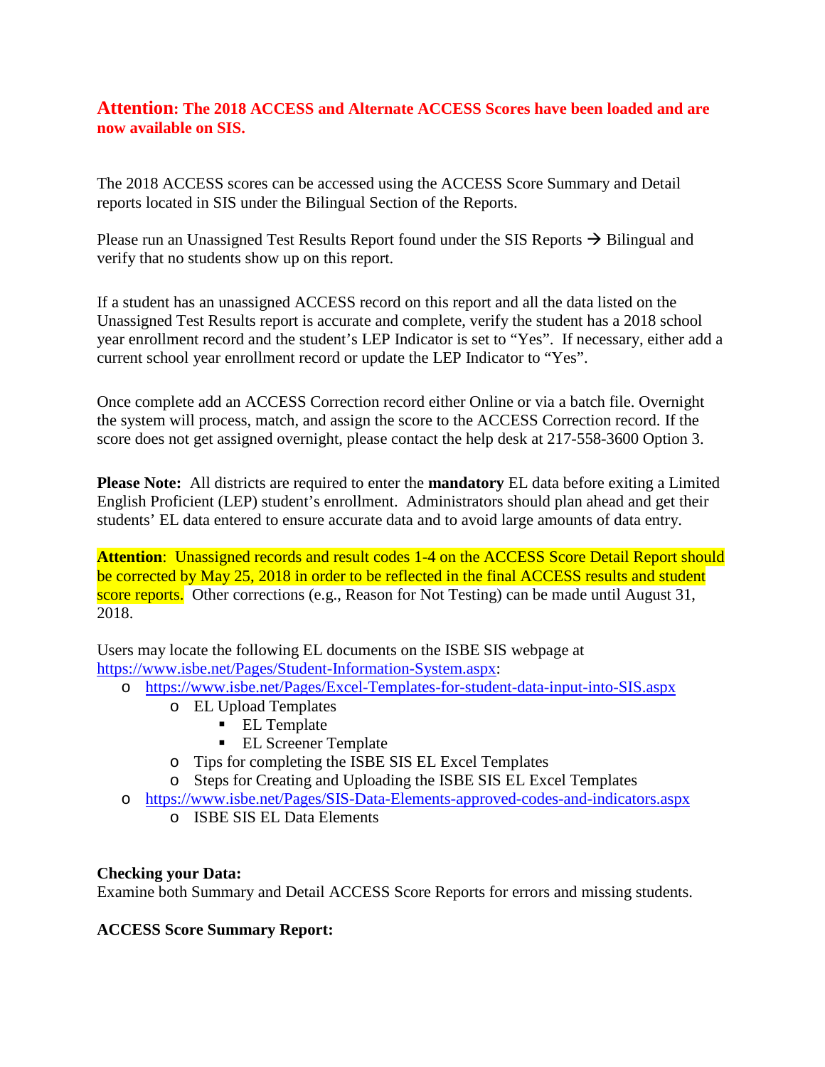**Attention: The 2018 ACCESS and Alternate ACCESS Scores have been loaded and are now available on SIS.**

The 2018 ACCESS scores can be accessed using the ACCESS Score Summary and Detail reports located in SIS under the Bilingual Section of the Reports.

Please run an Unassigned Test Results Report found under the SIS Reports → Bilingual and verify that no students show up on this report.

If a student has an unassigned ACCESS record on this report and all the data listed on the Unassigned Test Results report is accurate and complete, verify the student has a 2018 school year enrollment record and the student's LEP Indicator is set to "Yes". If necessary, either add a current school year enrollment record or update the LEP Indicator to "Yes".

Once complete add an ACCESS Correction record either Online or via a batch file. Overnight the system will process, match, and assign the score to the ACCESS Correction record. If the score does not get assigned overnight, please contact the help desk at 217-558-3600 Option 3.

**Please Note:** All districts are required to enter the **mandatory** EL data before exiting a Limited English Proficient (LEP) student's enrollment. Administrators should plan ahead and get their students' EL data entered to ensure accurate data and to avoid large amounts of data entry.

**Attention**: Unassigned records and result codes 1-4 on the ACCESS Score Detail Report should be corrected by May 25, 2018 in order to be reflected in the final ACCESS results and student score reports. Other corrections (e.g., Reason for Not Testing) can be made until August 31, 2018.

Users may locate the following EL documents on the ISBE SIS webpage at https://www.isbe.net/Pages/Student-Information-System.aspx:

- https://www.isbe.net/Pages/Excel-Templates-for-student-data-input-into-SIS.aspx
  - EL Upload Templates
    - EL Template
    - EL Screener Template
  - Tips for completing the ISBE SIS EL Excel Templates
  - Steps for Creating and Uploading the ISBE SIS EL Excel Templates
- https://www.isbe.net/Pages/SIS-Data-Elements-approved-codes-and-indicators.aspx
  - ISBE SIS EL Data Elements

**Checking your Data:**
Examine both Summary and Detail ACCESS Score Reports for errors and missing students.

**ACCESS Score Summary Report:**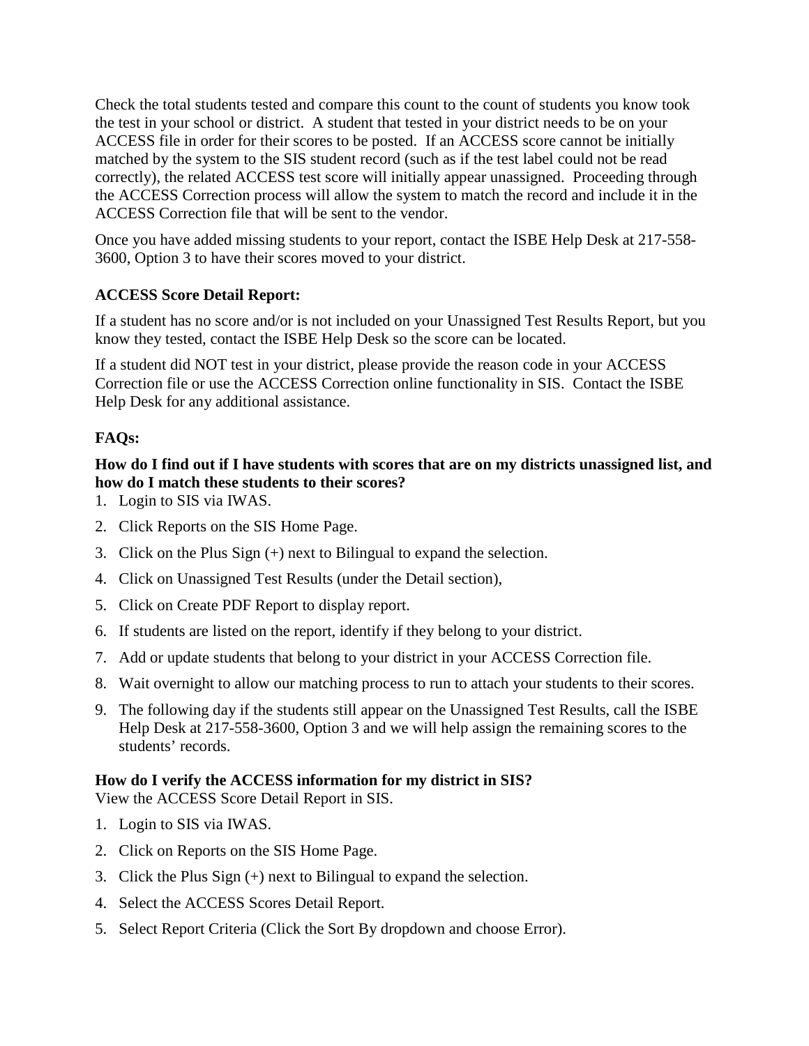Check the total students tested and compare this count to the count of students you know took the test in your school or district. A student that tested in your district needs to be on your ACCESS file in order for their scores to be posted. If an ACCESS score cannot be initially matched by the system to the SIS student record (such as if the test label could not be read correctly), the related ACCESS test score will initially appear unassigned. Proceeding through the ACCESS Correction process will allow the system to match the record and include it in the ACCESS Correction file that will be sent to the vendor.

Once you have added missing students to your report, contact the ISBE Help Desk at 217-558-3600, Option 3 to have their scores moved to your district.

**ACCESS Score Detail Report:**

If a student has no score and/or is not included on your Unassigned Test Results Report, but you know they tested, contact the ISBE Help Desk so the score can be located.

If a student did NOT test in your district, please provide the reason code in your ACCESS Correction file or use the ACCESS Correction online functionality in SIS. Contact the ISBE Help Desk for any additional assistance.

**FAQs:**

**How do I find out if I have students with scores that are on my districts unassigned list, and how do I match these students to their scores?**

1. Login to SIS via IWAS.
2. Click Reports on the SIS Home Page.
3. Click on the Plus Sign (+) next to Bilingual to expand the selection.
4. Click on Unassigned Test Results (under the Detail section),
5. Click on Create PDF Report to display report.
6. If students are listed on the report, identify if they belong to your district.
7. Add or update students that belong to your district in your ACCESS Correction file.
8. Wait overnight to allow our matching process to run to attach your students to their scores.
9. The following day if the students still appear on the Unassigned Test Results, call the ISBE Help Desk at 217-558-3600, Option 3 and we will help assign the remaining scores to the students' records.

**How do I verify the ACCESS information for my district in SIS?**
View the ACCESS Score Detail Report in SIS.

1. Login to SIS via IWAS.
2. Click on Reports on the SIS Home Page.
3. Click the Plus Sign (+) next to Bilingual to expand the selection.
4. Select the ACCESS Scores Detail Report.
5. Select Report Criteria (Click the Sort By dropdown and choose Error).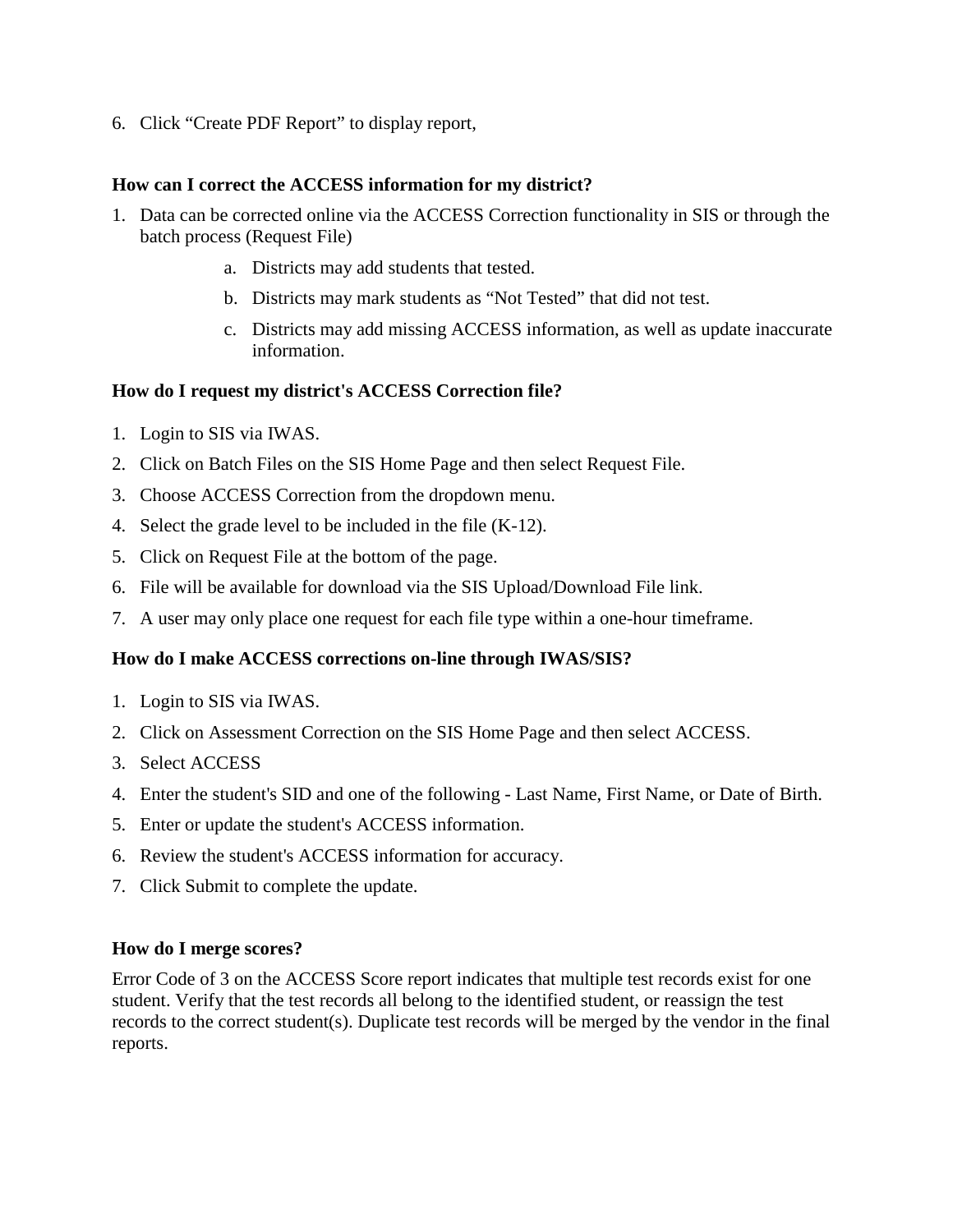6. Click “Create PDF Report” to display report,

**How can I correct the ACCESS information for my district?**

1. Data can be corrected online via the ACCESS Correction functionality in SIS or through the batch process (Request File)
   a. Districts may add students that tested.
   b. Districts may mark students as “Not Tested” that did not test.
   c. Districts may add missing ACCESS information, as well as update inaccurate information.

**How do I request my district's ACCESS Correction file?**

1. Login to SIS via IWAS.
2. Click on Batch Files on the SIS Home Page and then select Request File.
3. Choose ACCESS Correction from the dropdown menu.
4. Select the grade level to be included in the file (K-12).
5. Click on Request File at the bottom of the page.
6. File will be available for download via the SIS Upload/Download File link.
7. A user may only place one request for each file type within a one-hour timeframe.

**How do I make ACCESS corrections on-line through IWAS/SIS?**

1. Login to SIS via IWAS.
2. Click on Assessment Correction on the SIS Home Page and then select ACCESS.
3. Select ACCESS
4. Enter the student's SID and one of the following - Last Name, First Name, or Date of Birth.
5. Enter or update the student's ACCESS information.
6. Review the student's ACCESS information for accuracy.
7. Click Submit to complete the update.

**How do I merge scores?**

Error Code of 3 on the ACCESS Score report indicates that multiple test records exist for one student. Verify that the test records all belong to the identified student, or reassign the test records to the correct student(s). Duplicate test records will be merged by the vendor in the final reports.